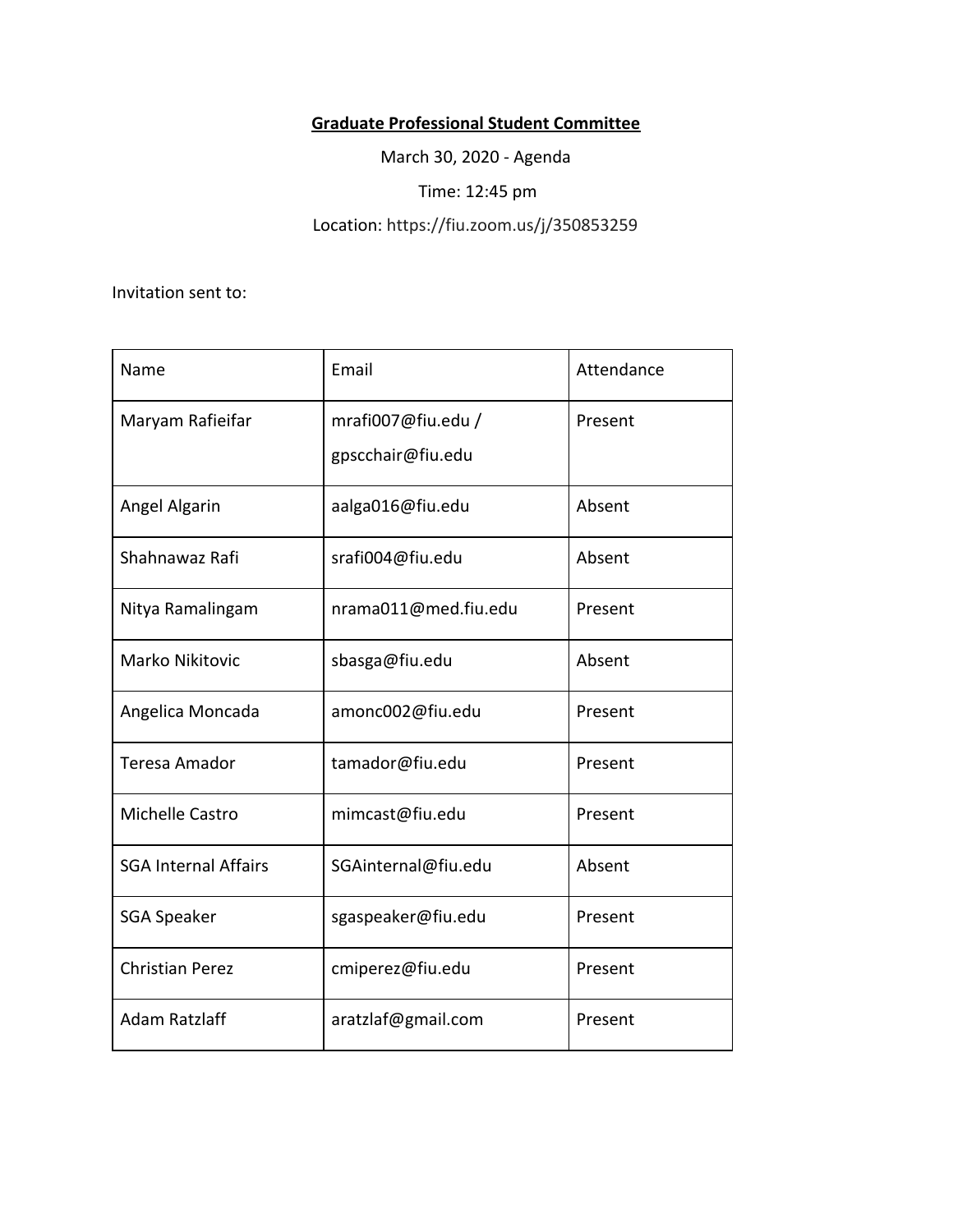**Graduate Professional Student Committee**

March 30, 2020 - Agenda

Time: 12:45 pm

Location: https://fiu.zoom.us/j/350853259

Invitation sent to:

| Name | Email | Attendance |
|---|---|---|
| Maryam Rafieifar | mrafi007@fiu.edu / gpscchair@fiu.edu | Present |
| Angel Algarin | aalga016@fiu.edu | Absent |
| Shahnawaz Rafi | srafi004@fiu.edu | Absent |
| Nitya Ramalingam | nrama011@med.fiu.edu | Present |
| Marko Nikitovic | sbasga@fiu.edu | Absent |
| Angelica Moncada | amonc002@fiu.edu | Present |
| Teresa Amador | tamador@fiu.edu | Present |
| Michelle Castro | mimcast@fiu.edu | Present |
| SGA Internal Affairs | SGAinternal@fiu.edu | Absent |
| SGA Speaker | sgaspeaker@fiu.edu | Present |
| Christian Perez | cmiperez@fiu.edu | Present |
| Adam Ratzlaff | aratzlaf@gmail.com | Present |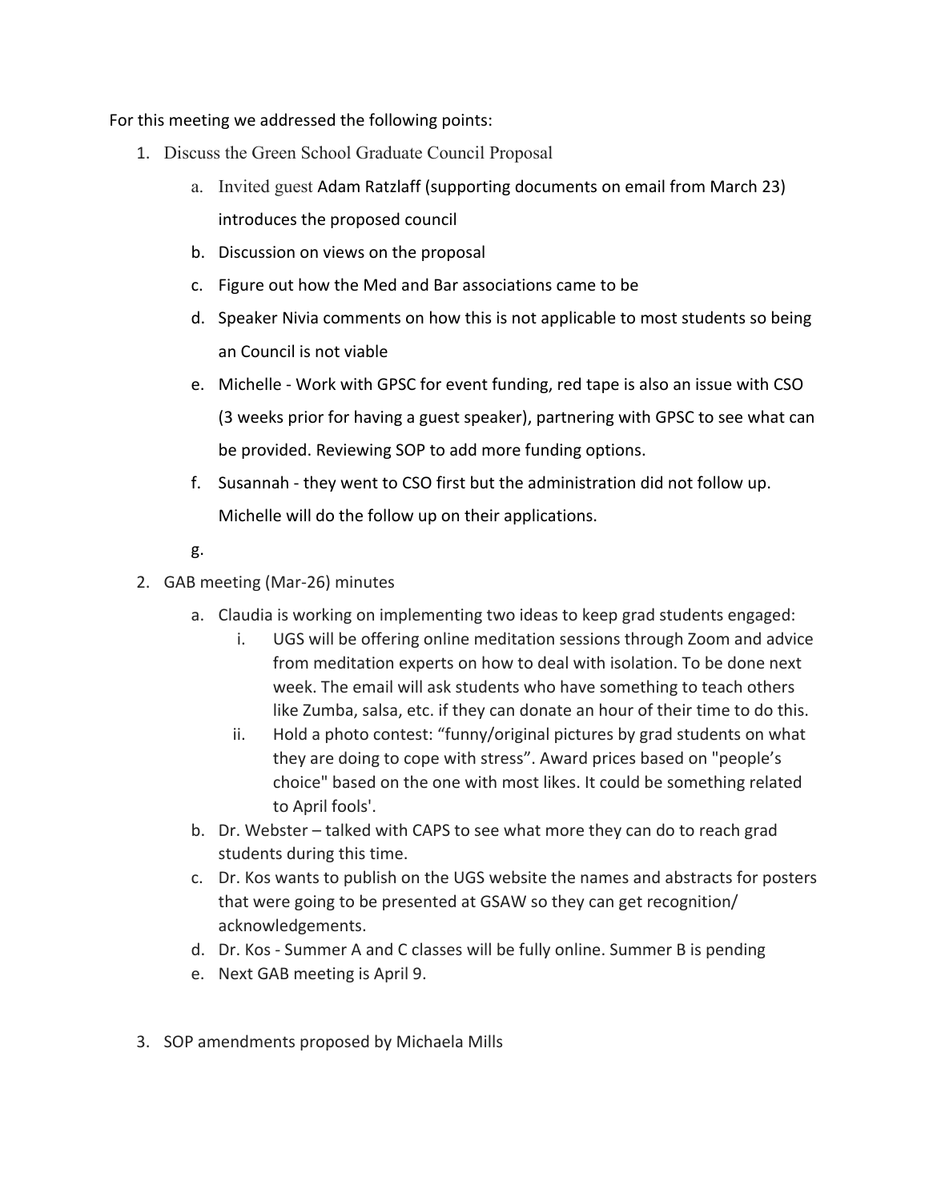For this meeting we addressed the following points:

1. Discuss the Green School Graduate Council Proposal
    a. Invited guest Adam Ratzlaff (supporting documents on email from March 23) introduces the proposed council
    b. Discussion on views on the proposal
    c. Figure out how the Med and Bar associations came to be
    d. Speaker Nivia comments on how this is not applicable to most students so being an Council is not viable
    e. Michelle - Work with GPSC for event funding, red tape is also an issue with CSO (3 weeks prior for having a guest speaker), partnering with GPSC to see what can be provided. Reviewing SOP to add more funding options.
    f. Susannah - they went to CSO first but the administration did not follow up. Michelle will do the follow up on their applications.
    g.
2. GAB meeting (Mar-26) minutes
    a. Claudia is working on implementing two ideas to keep grad students engaged:
        i. UGS will be offering online meditation sessions through Zoom and advice from meditation experts on how to deal with isolation. To be done next week. The email will ask students who have something to teach others like Zumba, salsa, etc. if they can donate an hour of their time to do this.
        ii. Hold a photo contest: "funny/original pictures by grad students on what they are doing to cope with stress". Award prices based on "people's choice" based on the one with most likes. It could be something related to April fools'.
    b. Dr. Webster – talked with CAPS to see what more they can do to reach grad students during this time.
    c. Dr. Kos wants to publish on the UGS website the names and abstracts for posters that were going to be presented at GSAW so they can get recognition/ acknowledgements.
    d. Dr. Kos - Summer A and C classes will be fully online. Summer B is pending
    e. Next GAB meeting is April 9.
3. SOP amendments proposed by Michaela Mills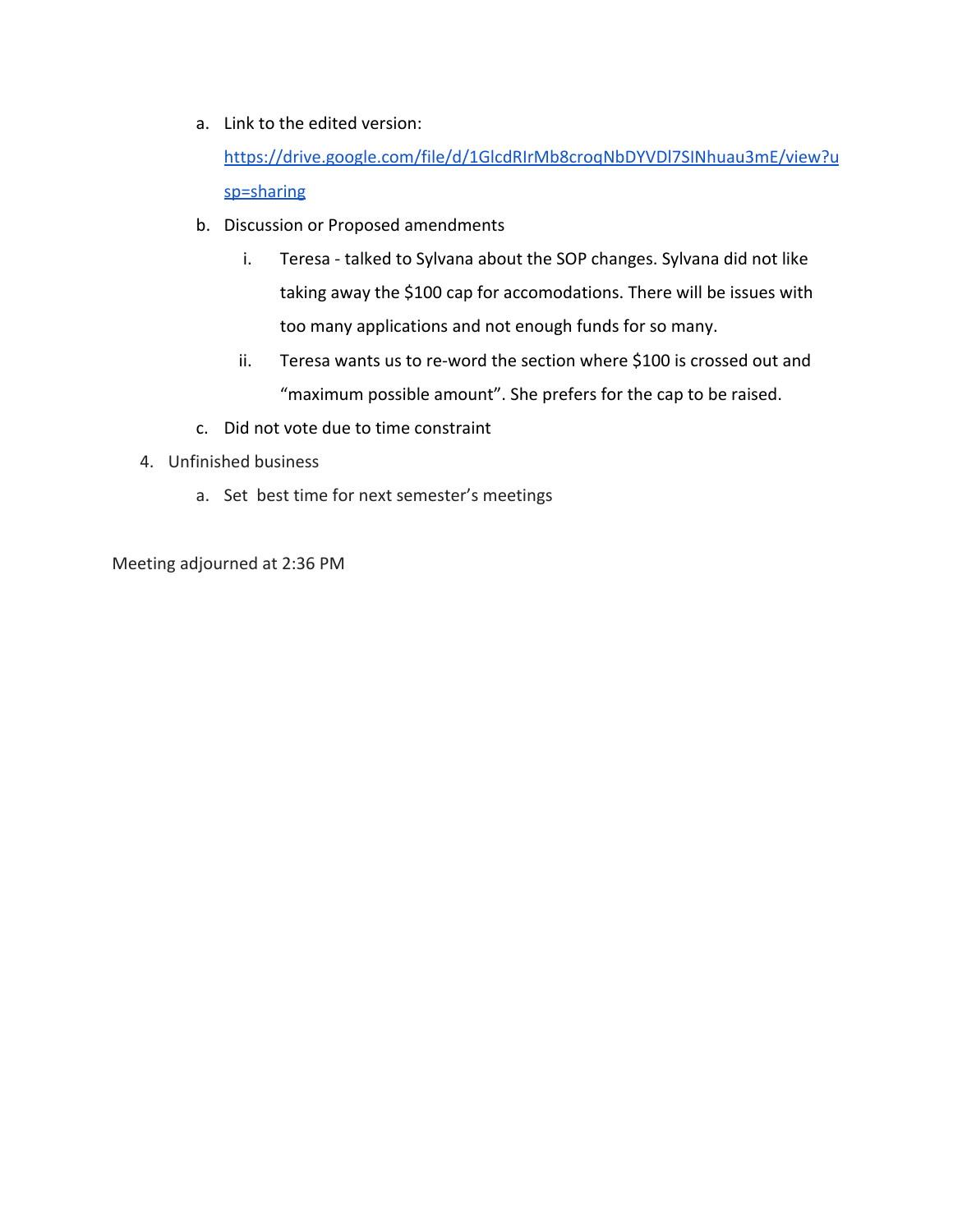a. Link to the edited version: [https://drive.google.com/file/d/1GlcdRIrMb8croqNbDYVDl7SINhuau3mE/view?usp=sharing](https://drive.google.com/file/d/1GlcdRIrMb8croqNbDYVDl7SINhuau3mE/view?usp=sharing)

b. Discussion or Proposed amendments

   i. Teresa - talked to Sylvana about the SOP changes. Sylvana did not like taking away the $100 cap for accomodations. There will be issues with too many applications and not enough funds for so many.

   ii. Teresa wants us to re-word the section where $100 is crossed out and "maximum possible amount". She prefers for the cap to be raised.

c. Did not vote due to time constraint

4. Unfinished business

   a. Set best time for next semester's meetings

Meeting adjourned at 2:36 PM